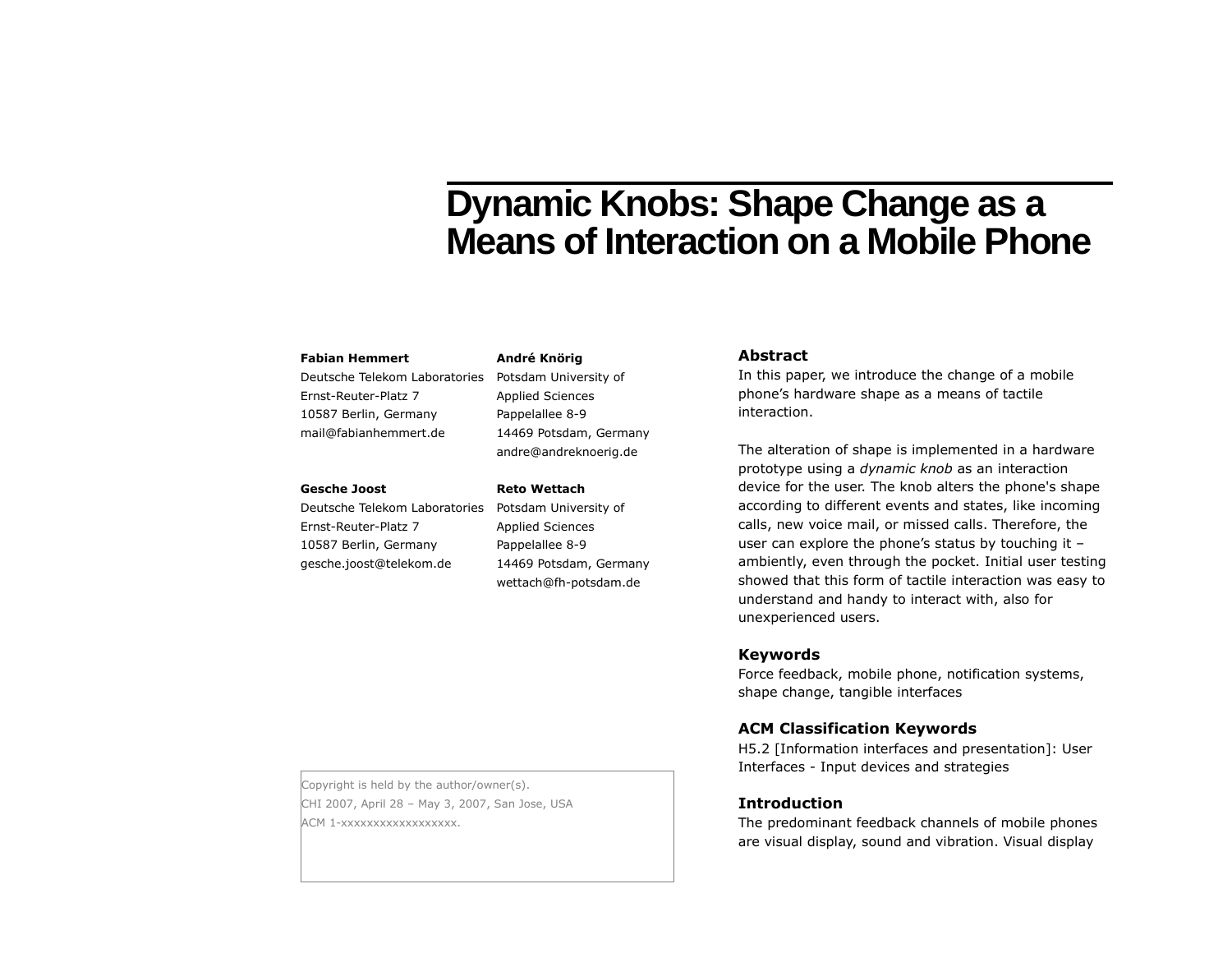# Dynamic Knobs: Shape Change as a Means of Interaction on a Mobile Phone

**Fabian Hemmert**
Deutsche Telekom Laboratories
Ernst-Reuter-Platz 7
10587 Berlin, Germany
mail@fabianhemmert.de

**André Knörig**
Potsdam University of Applied Sciences
Pappelallee 8-9
14469 Potsdam, Germany
andre@andreknoerig.de

**Gesche Joost**
Deutsche Telekom Laboratories
Ernst-Reuter-Platz 7
10587 Berlin, Germany
gesche.joost@telekom.de

**Reto Wettach**
Potsdam University of Applied Sciences
Pappelallee 8-9
14469 Potsdam, Germany
wettach@fh-potsdam.de

Copyright is held by the author/owner(s).
CHI 2007, April 28 – May 3, 2007, San Jose, USA
ACM 1-xxxxxxxxxxxxxxxxxx.

## Abstract

In this paper, we introduce the change of a mobile phone's hardware shape as a means of tactile interaction.

The alteration of shape is implemented in a hardware prototype using a *dynamic knob* as an interaction device for the user. The knob alters the phone's shape according to different events and states, like incoming calls, new voice mail, or missed calls. Therefore, the user can explore the phone's status by touching it – ambiently, even through the pocket. Initial user testing showed that this form of tactile interaction was easy to understand and handy to interact with, also for unexperienced users.

## Keywords

Force feedback, mobile phone, notification systems, shape change, tangible interfaces

## ACM Classification Keywords

H5.2 [Information interfaces and presentation]: User Interfaces - Input devices and strategies

## Introduction

The predominant feedback channels of mobile phones are visual display, sound and vibration. Visual display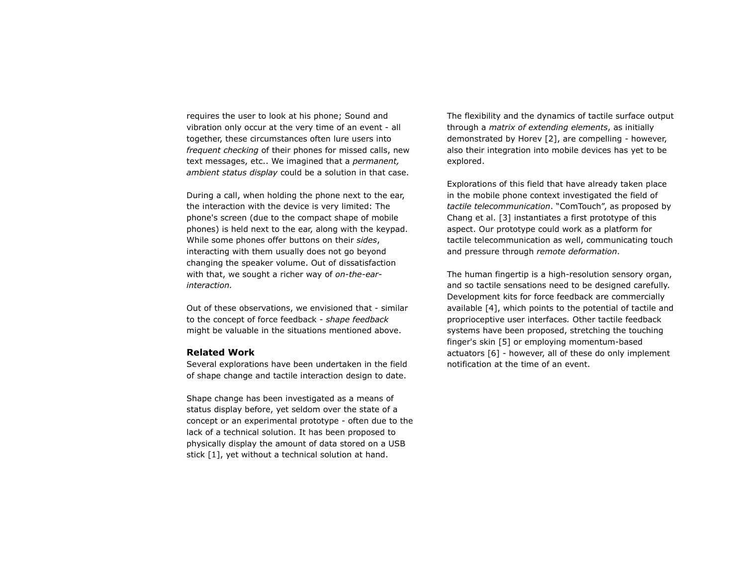requires the user to look at his phone; Sound and vibration only occur at the very time of an event - all together, these circumstances often lure users into *frequent checking* of their phones for missed calls, new text messages, etc.. We imagined that a *permanent, ambient status display* could be a solution in that case.

During a call, when holding the phone next to the ear, the interaction with the device is very limited: The phone's screen (due to the compact shape of mobile phones) is held next to the ear, along with the keypad. While some phones offer buttons on their *sides*, interacting with them usually does not go beyond changing the speaker volume. Out of dissatisfaction with that, we sought a richer way of *on-the-ear-interaction.*

Out of these observations, we envisioned that - similar to the concept of force feedback - *shape feedback* might be valuable in the situations mentioned above.

**Related Work**

Several explorations have been undertaken in the field of shape change and tactile interaction design to date.

Shape change has been investigated as a means of status display before, yet seldom over the state of a concept or an experimental prototype - often due to the lack of a technical solution. It has been proposed to physically display the amount of data stored on a USB stick [1], yet without a technical solution at hand.

The flexibility and the dynamics of tactile surface output through a *matrix of extending elements*, as initially demonstrated by Horev [2], are compelling - however, also their integration into mobile devices has yet to be explored.

Explorations of this field that have already taken place in the mobile phone context investigated the field of *tactile telecommunication*. "ComTouch", as proposed by Chang et al. [3] instantiates a first prototype of this aspect. Our prototype could work as a platform for tactile telecommunication as well, communicating touch and pressure through *remote deformation*.

The human fingertip is a high-resolution sensory organ, and so tactile sensations need to be designed carefully. Development kits for force feedback are commercially available [4], which points to the potential of tactile and proprioceptive user interfaces. Other tactile feedback systems have been proposed, stretching the touching finger's skin [5] or employing momentum-based actuators [6] - however, all of these do only implement notification at the time of an event.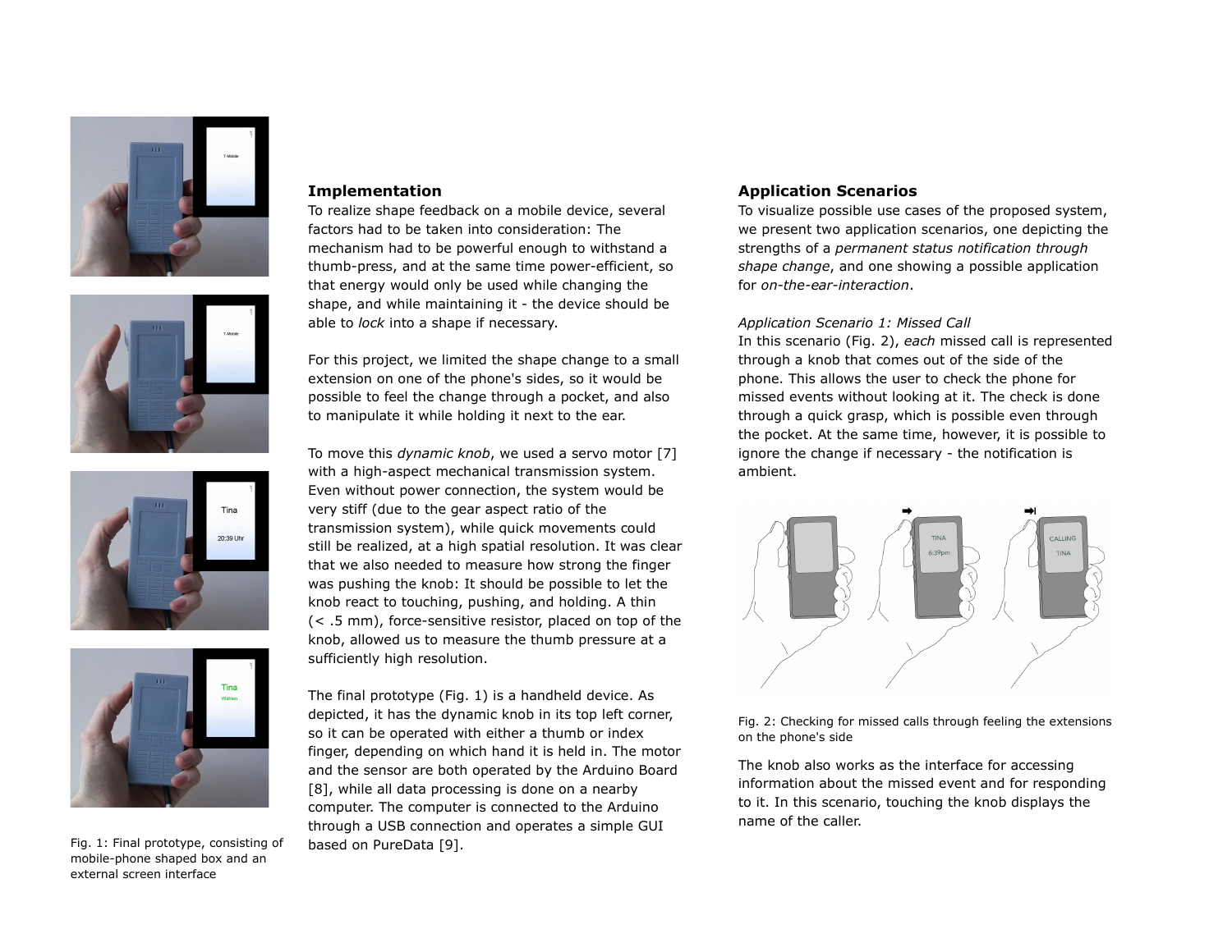Fig. 1: Final prototype, consisting of mobile-phone shaped box and an external screen interface

## Implementation

To realize shape feedback on a mobile device, several factors had to be taken into consideration: The mechanism had to be powerful enough to withstand a thumb-press, and at the same time power-efficient, so that energy would only be used while changing the shape, and while maintaining it - the device should be able to *lock* into a shape if necessary.

For this project, we limited the shape change to a small extension on one of the phone's sides, so it would be possible to feel the change through a pocket, and also to manipulate it while holding it next to the ear.

To move this *dynamic knob*, we used a servo motor [7] with a high-aspect mechanical transmission system. Even without power connection, the system would be very stiff (due to the gear aspect ratio of the transmission system), while quick movements could still be realized, at a high spatial resolution. It was clear that we also needed to measure how strong the finger was pushing the knob: It should be possible to let the knob react to touching, pushing, and holding. A thin (< .5 mm), force-sensitive resistor, placed on top of the knob, allowed us to measure the thumb pressure at a sufficiently high resolution.

The final prototype (Fig. 1) is a handheld device. As depicted, it has the dynamic knob in its top left corner, so it can be operated with either a thumb or index finger, depending on which hand it is held in. The motor and the sensor are both operated by the Arduino Board [8], while all data processing is done on a nearby computer. The computer is connected to the Arduino through a USB connection and operates a simple GUI based on PureData [9].

## Application Scenarios

To visualize possible use cases of the proposed system, we present two application scenarios, one depicting the strengths of a *permanent status notification through shape change*, and one showing a possible application for *on-the-ear-interaction*.

*Application Scenario 1: Missed Call*

In this scenario (Fig. 2), *each* missed call is represented through a knob that comes out of the side of the phone. This allows the user to check the phone for missed events without looking at it. The check is done through a quick grasp, which is possible even through the pocket. At the same time, however, it is possible to ignore the change if necessary - the notification is ambient.

Fig. 2: Checking for missed calls through feeling the extensions on the phone's side

The knob also works as the interface for accessing information about the missed event and for responding to it. In this scenario, touching the knob displays the name of the caller.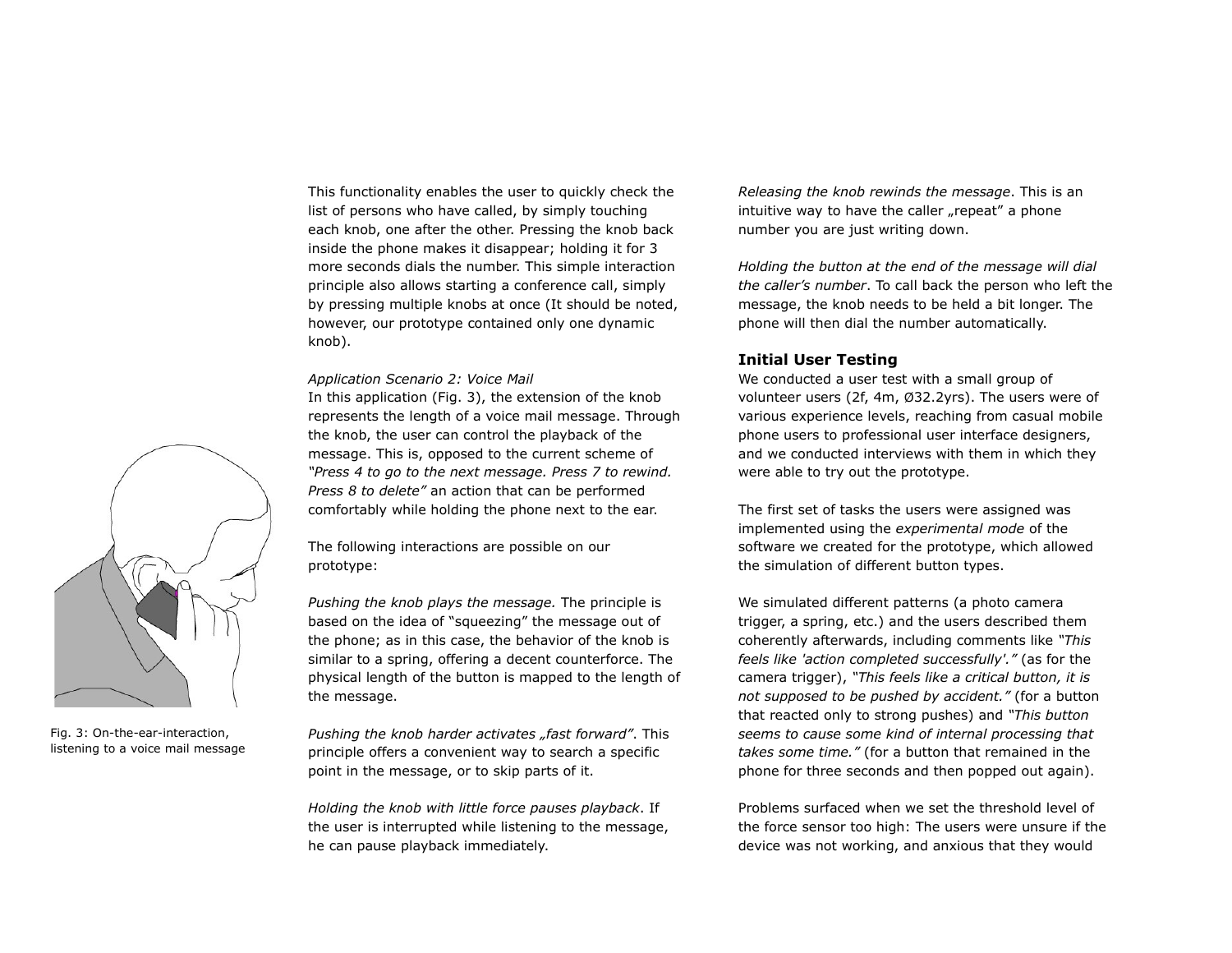Fig. 3: On-the-ear-interaction, listening to a voice mail message

This functionality enables the user to quickly check the list of persons who have called, by simply touching each knob, one after the other. Pressing the knob back inside the phone makes it disappear; holding it for 3 more seconds dials the number. This simple interaction principle also allows starting a conference call, simply by pressing multiple knobs at once (It should be noted, however, our prototype contained only one dynamic knob).

*Application Scenario 2: Voice Mail*
In this application (Fig. 3), the extension of the knob represents the length of a voice mail message. Through the knob, the user can control the playback of the message. This is, opposed to the current scheme of *"Press 4 to go to the next message. Press 7 to rewind. Press 8 to delete"* an action that can be performed comfortably while holding the phone next to the ear.

The following interactions are possible on our prototype:

*Pushing the knob plays the message.* The principle is based on the idea of "squeezing" the message out of the phone; as in this case, the behavior of the knob is similar to a spring, offering a decent counterforce. The physical length of the button is mapped to the length of the message.

*Pushing the knob harder activates „fast forward"*. This principle offers a convenient way to search a specific point in the message, or to skip parts of it.

*Holding the knob with little force pauses playback*. If the user is interrupted while listening to the message, he can pause playback immediately.

*Releasing the knob rewinds the message*. This is an intuitive way to have the caller „repeat" a phone number you are just writing down.

*Holding the button at the end of the message will dial the caller's number*. To call back the person who left the message, the knob needs to be held a bit longer. The phone will then dial the number automatically.

### Initial User Testing

We conducted a user test with a small group of volunteer users (2f, 4m, Ø32.2yrs). The users were of various experience levels, reaching from casual mobile phone users to professional user interface designers, and we conducted interviews with them in which they were able to try out the prototype.

The first set of tasks the users were assigned was implemented using the *experimental mode* of the software we created for the prototype, which allowed the simulation of different button types.

We simulated different patterns (a photo camera trigger, a spring, etc.) and the users described them coherently afterwards, including comments like *"This feels like 'action completed successfully'."* (as for the camera trigger), *"This feels like a critical button, it is not supposed to be pushed by accident."* (for a button that reacted only to strong pushes) and *"This button seems to cause some kind of internal processing that takes some time."* (for a button that remained in the phone for three seconds and then popped out again).

Problems surfaced when we set the threshold level of the force sensor too high: The users were unsure if the device was not working, and anxious that they would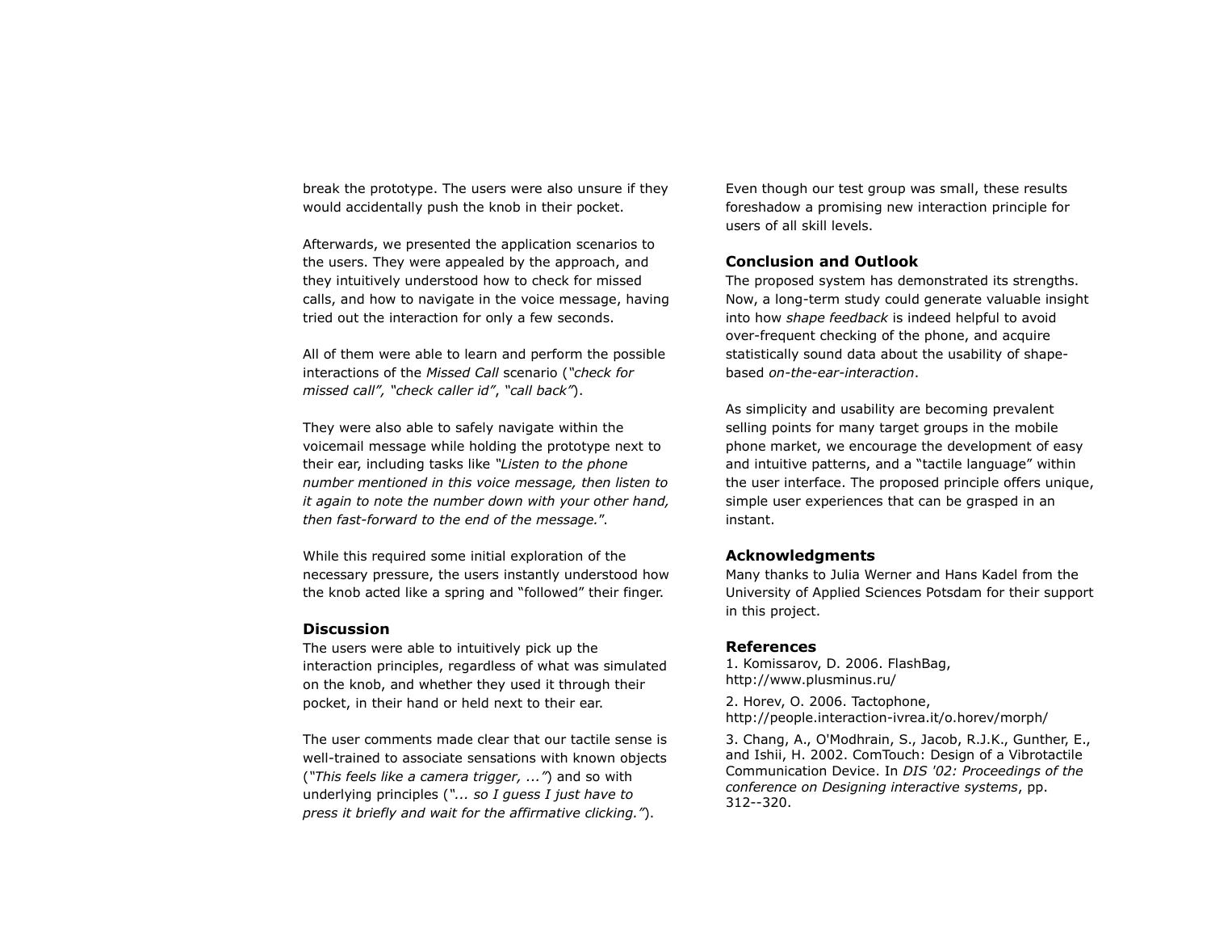break the prototype. The users were also unsure if they would accidentally push the knob in their pocket.

Afterwards, we presented the application scenarios to the users. They were appealed by the approach, and they intuitively understood how to check for missed calls, and how to navigate in the voice message, having tried out the interaction for only a few seconds.

All of them were able to learn and perform the possible interactions of the *Missed Call* scenario (*"check for missed call", "check caller id"*, *"call back"*).

They were also able to safely navigate within the voicemail message while holding the prototype next to their ear, including tasks like *"Listen to the phone number mentioned in this voice message, then listen to it again to note the number down with your other hand, then fast-forward to the end of the message."*.

While this required some initial exploration of the necessary pressure, the users instantly understood how the knob acted like a spring and "followed" their finger.

### Discussion

The users were able to intuitively pick up the interaction principles, regardless of what was simulated on the knob, and whether they used it through their pocket, in their hand or held next to their ear.

The user comments made clear that our tactile sense is well-trained to associate sensations with known objects (*"This feels like a camera trigger, ..."*) and so with underlying principles (*"... so I guess I just have to press it briefly and wait for the affirmative clicking."*).

Even though our test group was small, these results foreshadow a promising new interaction principle for users of all skill levels.

### Conclusion and Outlook

The proposed system has demonstrated its strengths. Now, a long-term study could generate valuable insight into how *shape feedback* is indeed helpful to avoid over-frequent checking of the phone, and acquire statistically sound data about the usability of shape-based *on-the-ear-interaction*.

As simplicity and usability are becoming prevalent selling points for many target groups in the mobile phone market, we encourage the development of easy and intuitive patterns, and a "tactile language" within the user interface. The proposed principle offers unique, simple user experiences that can be grasped in an instant.

### Acknowledgments

Many thanks to Julia Werner and Hans Kadel from the University of Applied Sciences Potsdam for their support in this project.

### References

1. Komissarov, D. 2006. FlashBag, http://www.plusminus.ru/

2. Horev, O. 2006. Tactophone, http://people.interaction-ivrea.it/o.horev/morph/

3. Chang, A., O'Modhrain, S., Jacob, R.J.K., Gunther, E., and Ishii, H. 2002. ComTouch: Design of a Vibrotactile Communication Device. In *DIS '02: Proceedings of the conference on Designing interactive systems*, pp. 312--320.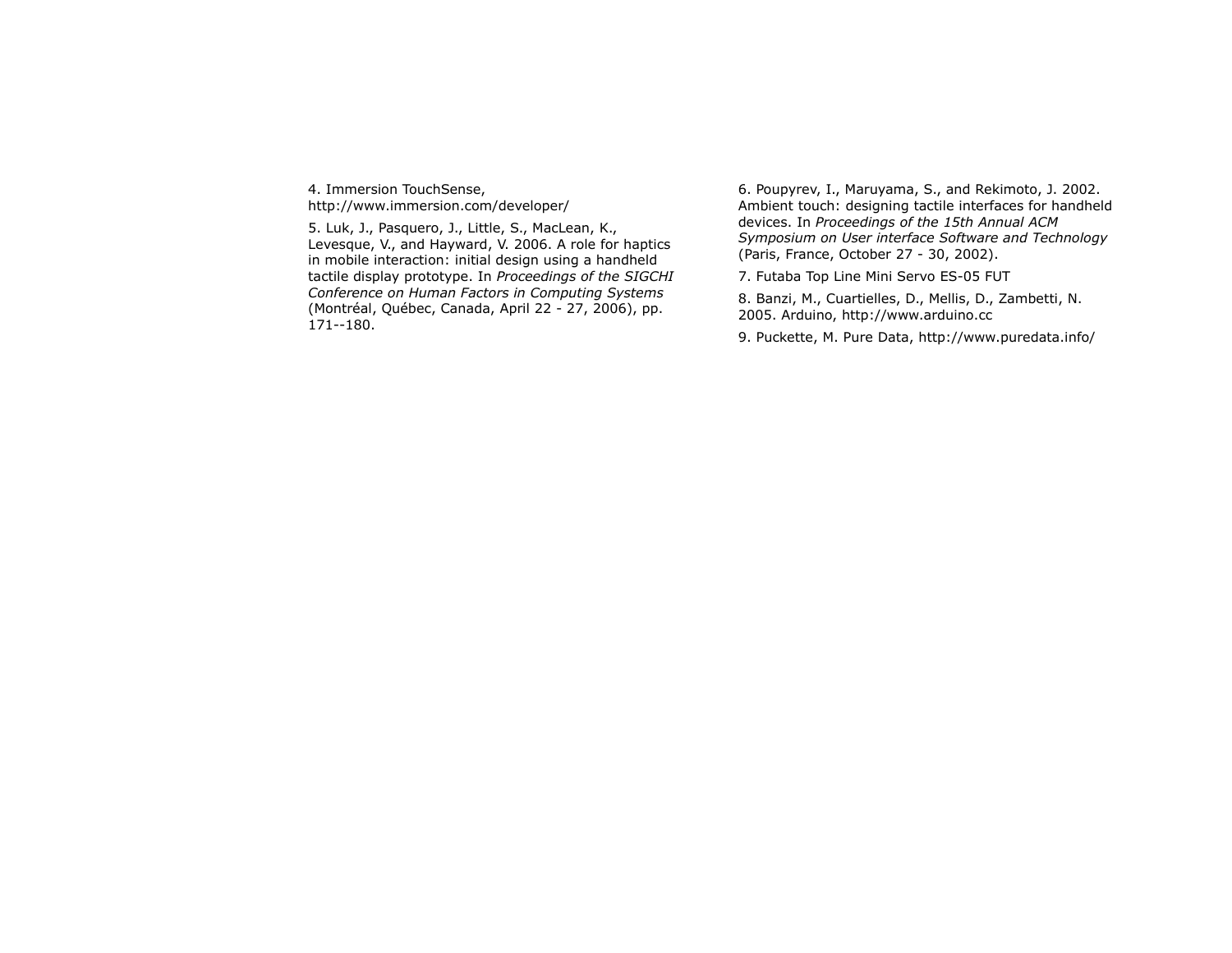4. Immersion TouchSense, http://www.immersion.com/developer/

5. Luk, J., Pasquero, J., Little, S., MacLean, K., Levesque, V., and Hayward, V. 2006. A role for haptics in mobile interaction: initial design using a handheld tactile display prototype. In *Proceedings of the SIGCHI Conference on Human Factors in Computing Systems* (Montréal, Québec, Canada, April 22 - 27, 2006), pp. 171--180.

6. Poupyrev, I., Maruyama, S., and Rekimoto, J. 2002. Ambient touch: designing tactile interfaces for handheld devices. In *Proceedings of the 15th Annual ACM Symposium on User interface Software and Technology* (Paris, France, October 27 - 30, 2002).

7. Futaba Top Line Mini Servo ES-05 FUT

8. Banzi, M., Cuartielles, D., Mellis, D., Zambetti, N. 2005. Arduino, http://www.arduino.cc

9. Puckette, M. Pure Data, http://www.puredata.info/